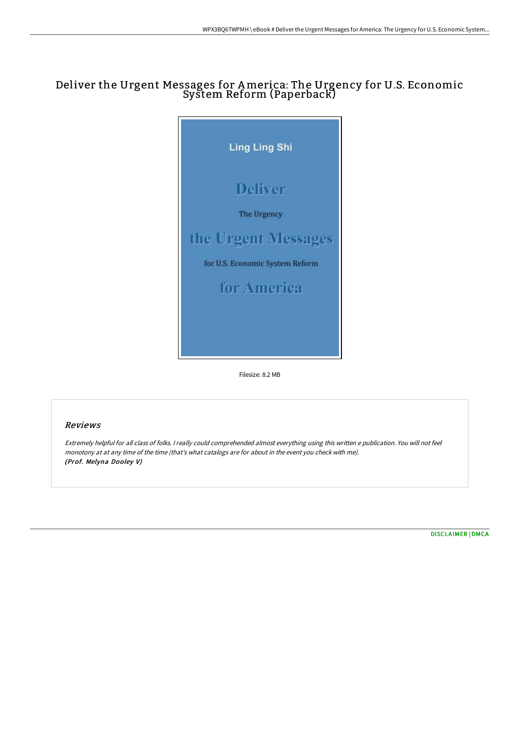# Deliver the Urgent Messages for America: The Urgency for U.S. Economic System Reform (Paperback)

Ling Ling Shi

Deliver

The Urgency

the Urgent Messages

for U.S. Economic System Reform

for America

Filesize: 8.2 MB

## Reviews

*Extremely helpful for all class of folks. I really could comprehended almost everything using this written e publication. You will not feel monotony at at any time of the time (that's what catalogs are for about in the event you check with me).*
***(Prof. Melyna Dooley V)***

DISCLAIMER | DMCA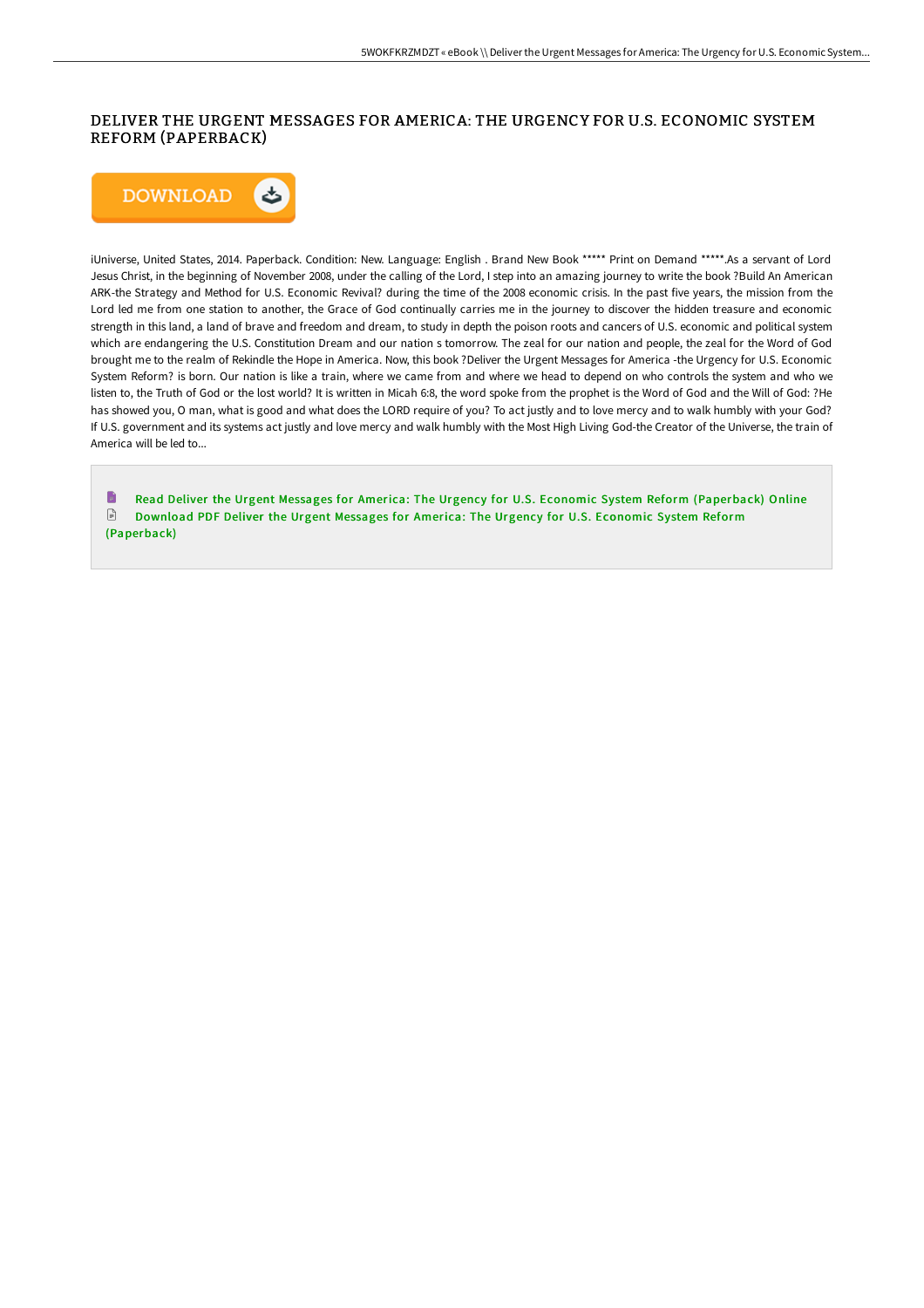## DELIVER THE URGENT MESSAGES FOR AMERICA: THE URGENCY FOR U.S. ECONOMIC SYSTEM REFORM (PAPERBACK)

DOWNLOAD

iUniverse, United States, 2014. Paperback. Condition: New. Language: English . Brand New Book ***** Print on Demand *****.As a servant of Lord Jesus Christ, in the beginning of November 2008, under the calling of the Lord, I step into an amazing journey to write the book ?Build An American ARK-the Strategy and Method for U.S. Economic Revival? during the time of the 2008 economic crisis. In the past five years, the mission from the Lord led me from one station to another, the Grace of God continually carries me in the journey to discover the hidden treasure and economic strength in this land, a land of brave and freedom and dream, to study in depth the poison roots and cancers of U.S. economic and political system which are endangering the U.S. Constitution Dream and our nation s tomorrow. The zeal for our nation and people, the zeal for the Word of God brought me to the realm of Rekindle the Hope in America. Now, this book ?Deliver the Urgent Messages for America -the Urgency for U.S. Economic System Reform? is born. Our nation is like a train, where we came from and where we head to depend on who controls the system and who we listen to, the Truth of God or the lost world? It is written in Micah 6:8, the word spoke from the prophet is the Word of God and the Will of God: ?He has showed you, O man, what is good and what does the LORD require of you? To act justly and to love mercy and to walk humbly with your God? If U.S. government and its systems act justly and love mercy and walk humbly with the Most High Living God-the Creator of the Universe, the train of America will be led to...

Read Deliver the Urgent Messages for America: The Urgency for U.S. Economic System Reform (Paperback) Online

Download PDF Deliver the Urgent Messages for America: The Urgency for U.S. Economic System Reform (Paperback)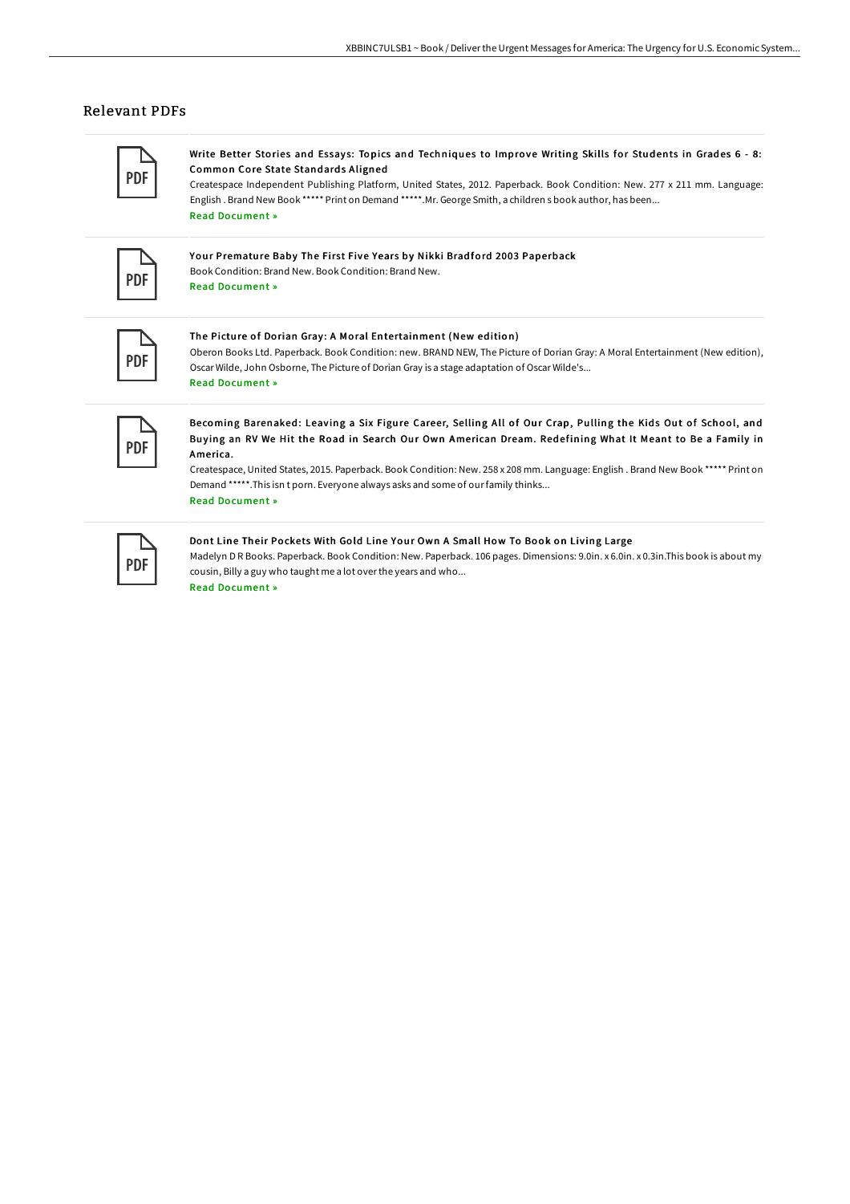## Relevant PDFs

**Write Better Stories and Essays: Topics and Techniques to Improve Writing Skills for Students in Grades 6 - 8: Common Core State Standards Aligned**

Createspace Independent Publishing Platform, United States, 2012. Paperback. Book Condition: New. 277 x 211 mm. Language: English . Brand New Book ***** Print on Demand *****.Mr. George Smith, a children s book author, has been...

Read Document »

**Your Premature Baby The First Five Years by Nikki Bradford 2003 Paperback**

Book Condition: Brand New. Book Condition: Brand New.

Read Document »

**The Picture of Dorian Gray: A Moral Entertainment (New edition)**

Oberon Books Ltd. Paperback. Book Condition: new. BRAND NEW, The Picture of Dorian Gray: A Moral Entertainment (New edition), Oscar Wilde, John Osborne, The Picture of Dorian Gray is a stage adaptation of Oscar Wilde's...

Read Document »

**Becoming Barenaked: Leaving a Six Figure Career, Selling All of Our Crap, Pulling the Kids Out of School, and Buying an RV We Hit the Road in Search Our Own American Dream. Redefining What It Meant to Be a Family in America.**

Createspace, United States, 2015. Paperback. Book Condition: New. 258 x 208 mm. Language: English . Brand New Book ***** Print on Demand *****.This isn t porn. Everyone always asks and some of our family thinks...

Read Document »

**Dont Line Their Pockets With Gold Line Your Own A Small How To Book on Living Large**

Madelyn D R Books. Paperback. Book Condition: New. Paperback. 106 pages. Dimensions: 9.0in. x 6.0in. x 0.3in.This book is about my cousin, Billy a guy who taught me a lot over the years and who...

Read Document »